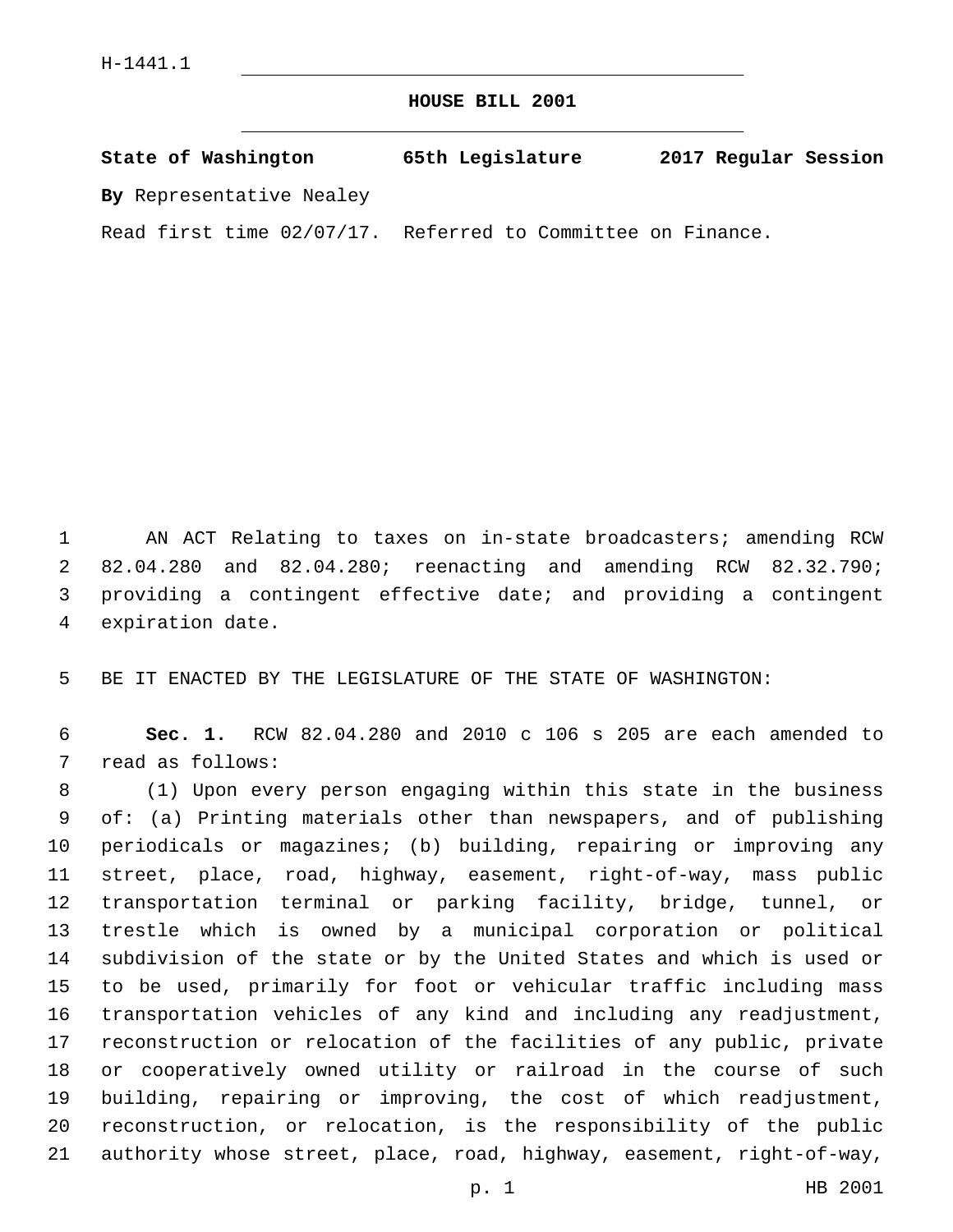H-1441.1

# HOUSE BILL 2001

**State of Washington 65th Legislature 2017 Regular Session**

**By** Representative Nealey

Read first time 02/07/17. Referred to Committee on Finance.

AN ACT Relating to taxes on in-state broadcasters; amending RCW 82.04.280 and 82.04.280; reenacting and amending RCW 82.32.790; providing a contingent effective date; and providing a contingent expiration date.

BE IT ENACTED BY THE LEGISLATURE OF THE STATE OF WASHINGTON:

**Sec. 1.** RCW 82.04.280 and 2010 c 106 s 205 are each amended to read as follows:

(1) Upon every person engaging within this state in the business of: (a) Printing materials other than newspapers, and of publishing periodicals or magazines; (b) building, repairing or improving any street, place, road, highway, easement, right-of-way, mass public transportation terminal or parking facility, bridge, tunnel, or trestle which is owned by a municipal corporation or political subdivision of the state or by the United States and which is used or to be used, primarily for foot or vehicular traffic including mass transportation vehicles of any kind and including any readjustment, reconstruction or relocation of the facilities of any public, private or cooperatively owned utility or railroad in the course of such building, repairing or improving, the cost of which readjustment, reconstruction, or relocation, is the responsibility of the public authority whose street, place, road, highway, easement, right-of-way,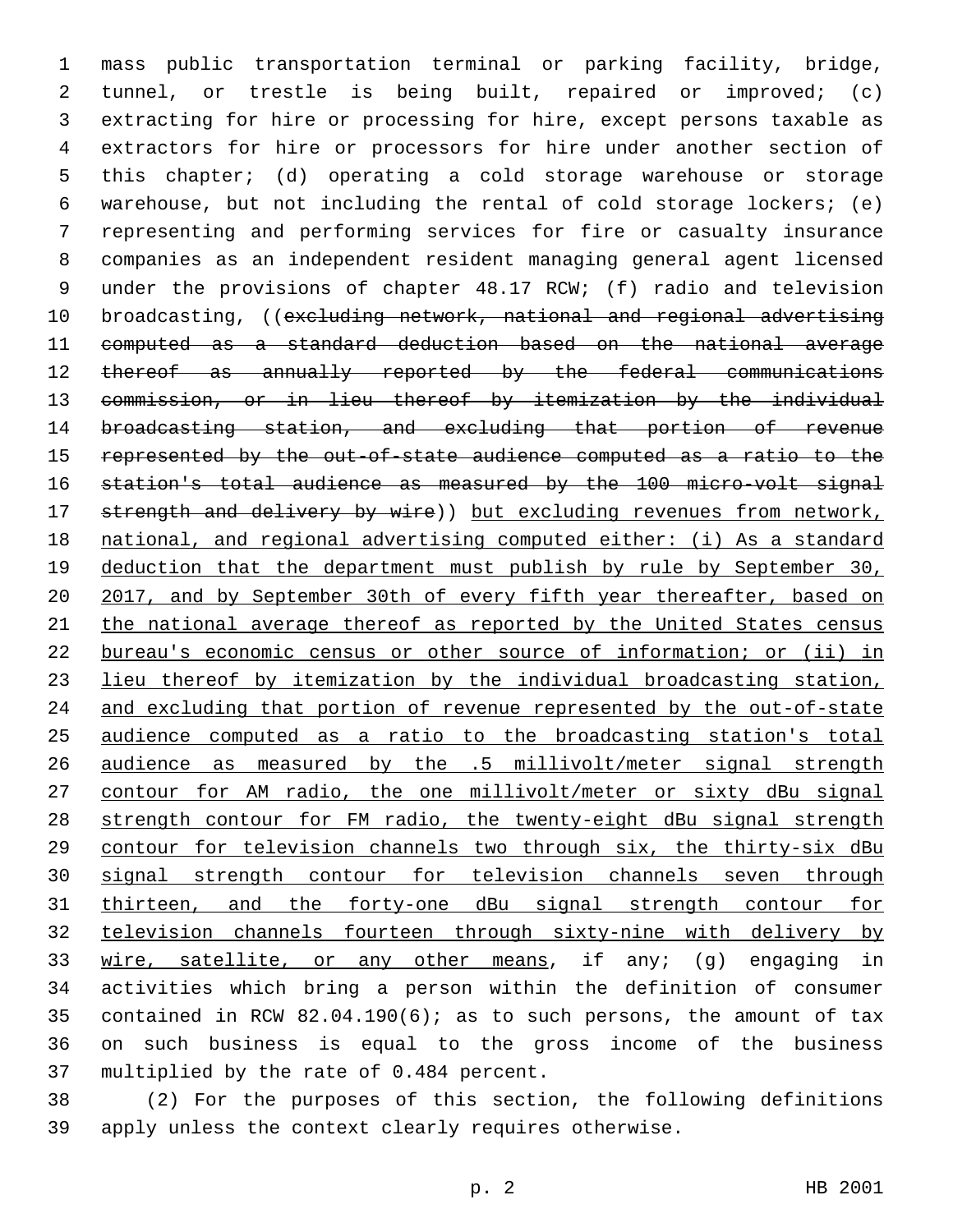mass public transportation terminal or parking facility, bridge, tunnel, or trestle is being built, repaired or improved; (c) extracting for hire or processing for hire, except persons taxable as extractors for hire or processors for hire under another section of this chapter; (d) operating a cold storage warehouse or storage warehouse, but not including the rental of cold storage lockers; (e) representing and performing services for fire or casualty insurance companies as an independent resident managing general agent licensed under the provisions of chapter 48.17 RCW; (f) radio and television broadcasting, ((~~excluding network, national and regional advertising computed as a standard deduction based on the national average thereof as annually reported by the federal communications commission, or in lieu thereof by itemization by the individual broadcasting station, and excluding that portion of revenue represented by the out-of-state audience computed as a ratio to the station's total audience as measured by the 100 micro-volt signal strength and delivery by wire~~)) <u>but excluding revenues from network, national, and regional advertising computed either: (i) As a standard deduction that the department must publish by rule by September 30, 2017, and by September 30th of every fifth year thereafter, based on the national average thereof as reported by the United States census bureau's economic census or other source of information; or (ii) in lieu thereof by itemization by the individual broadcasting station, and excluding that portion of revenue represented by the out-of-state audience computed as a ratio to the broadcasting station's total audience as measured by the .5 millivolt/meter signal strength contour for AM radio, the one millivolt/meter or sixty dBu signal strength contour for FM radio, the twenty-eight dBu signal strength contour for television channels two through six, the thirty-six dBu signal strength contour for television channels seven through thirteen, and the forty-one dBu signal strength contour for television channels fourteen through sixty-nine with delivery by wire, satellite, or any other means</u>, if any; (g) engaging in activities which bring a person within the definition of consumer contained in RCW 82.04.190(6); as to such persons, the amount of tax on such business is equal to the gross income of the business multiplied by the rate of 0.484 percent.

(2) For the purposes of this section, the following definitions apply unless the context clearly requires otherwise.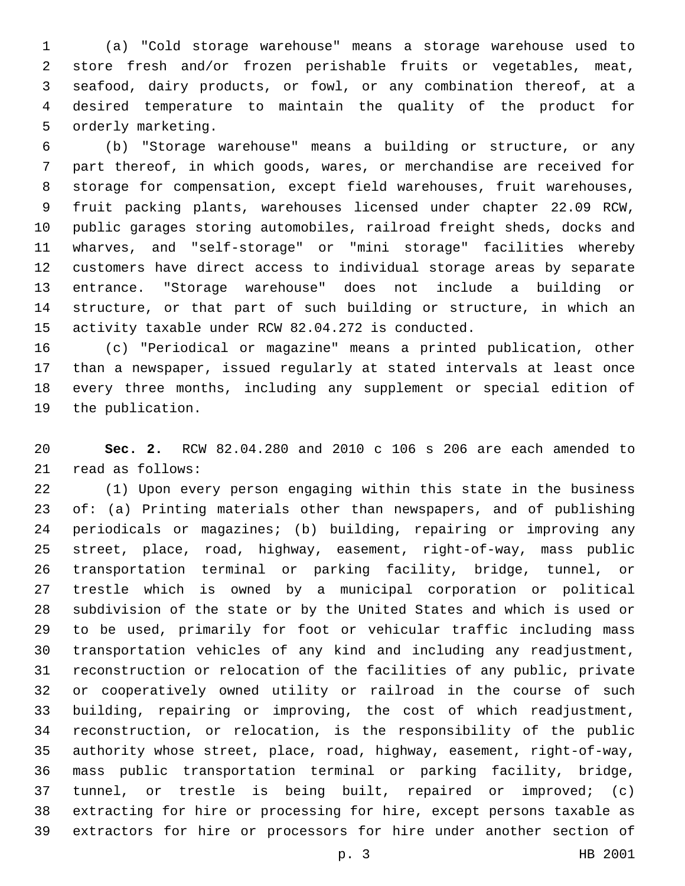(a) "Cold storage warehouse" means a storage warehouse used to store fresh and/or frozen perishable fruits or vegetables, meat, seafood, dairy products, or fowl, or any combination thereof, at a desired temperature to maintain the quality of the product for orderly marketing.

(b) "Storage warehouse" means a building or structure, or any part thereof, in which goods, wares, or merchandise are received for storage for compensation, except field warehouses, fruit warehouses, fruit packing plants, warehouses licensed under chapter 22.09 RCW, public garages storing automobiles, railroad freight sheds, docks and wharves, and "self-storage" or "mini storage" facilities whereby customers have direct access to individual storage areas by separate entrance. "Storage warehouse" does not include a building or structure, or that part of such building or structure, in which an activity taxable under RCW 82.04.272 is conducted.

(c) "Periodical or magazine" means a printed publication, other than a newspaper, issued regularly at stated intervals at least once every three months, including any supplement or special edition of the publication.

**Sec. 2.** RCW 82.04.280 and 2010 c 106 s 206 are each amended to read as follows:

(1) Upon every person engaging within this state in the business of: (a) Printing materials other than newspapers, and of publishing periodicals or magazines; (b) building, repairing or improving any street, place, road, highway, easement, right-of-way, mass public transportation terminal or parking facility, bridge, tunnel, or trestle which is owned by a municipal corporation or political subdivision of the state or by the United States and which is used or to be used, primarily for foot or vehicular traffic including mass transportation vehicles of any kind and including any readjustment, reconstruction or relocation of the facilities of any public, private or cooperatively owned utility or railroad in the course of such building, repairing or improving, the cost of which readjustment, reconstruction, or relocation, is the responsibility of the public authority whose street, place, road, highway, easement, right-of-way, mass public transportation terminal or parking facility, bridge, tunnel, or trestle is being built, repaired or improved; (c) extracting for hire or processing for hire, except persons taxable as extractors for hire or processors for hire under another section of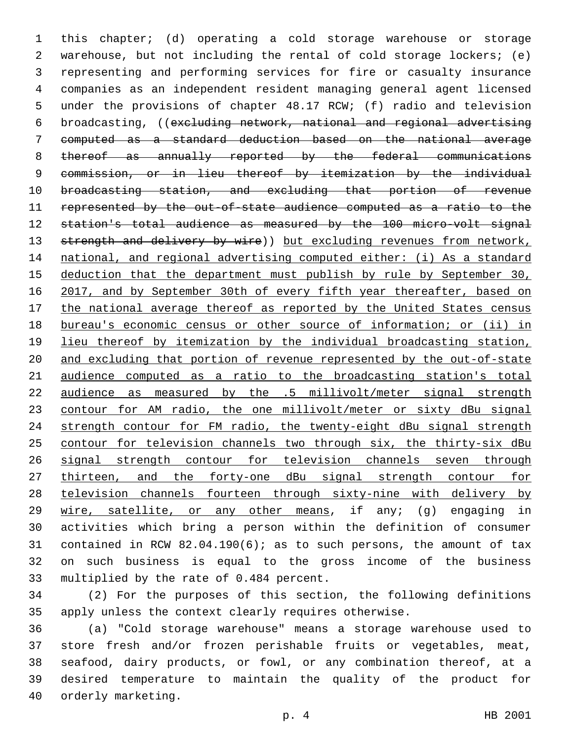this chapter; (d) operating a cold storage warehouse or storage warehouse, but not including the rental of cold storage lockers; (e) representing and performing services for fire or casualty insurance companies as an independent resident managing general agent licensed under the provisions of chapter 48.17 RCW; (f) radio and television broadcasting, ((~~excluding network, national and regional advertising computed as a standard deduction based on the national average thereof as annually reported by the federal communications commission, or in lieu thereof by itemization by the individual broadcasting station, and excluding that portion of revenue represented by the out-of-state audience computed as a ratio to the station's total audience as measured by the 100 micro-volt signal strength and delivery by wire~~)) <u>but excluding revenues from network, national, and regional advertising computed either: (i) As a standard deduction that the department must publish by rule by September 30, 2017, and by September 30th of every fifth year thereafter, based on the national average thereof as reported by the United States census bureau's economic census or other source of information; or (ii) in lieu thereof by itemization by the individual broadcasting station, and excluding that portion of revenue represented by the out-of-state audience computed as a ratio to the broadcasting station's total audience as measured by the .5 millivolt/meter signal strength contour for AM radio, the one millivolt/meter or sixty dBu signal strength contour for FM radio, the twenty-eight dBu signal strength contour for television channels two through six, the thirty-six dBu signal strength contour for television channels seven through thirteen, and the forty-one dBu signal strength contour for television channels fourteen through sixty-nine with delivery by wire, satellite, or any other means</u>, if any; (g) engaging in activities which bring a person within the definition of consumer contained in RCW 82.04.190(6); as to such persons, the amount of tax on such business is equal to the gross income of the business multiplied by the rate of 0.484 percent.

(2) For the purposes of this section, the following definitions apply unless the context clearly requires otherwise.

(a) "Cold storage warehouse" means a storage warehouse used to store fresh and/or frozen perishable fruits or vegetables, meat, seafood, dairy products, or fowl, or any combination thereof, at a desired temperature to maintain the quality of the product for orderly marketing.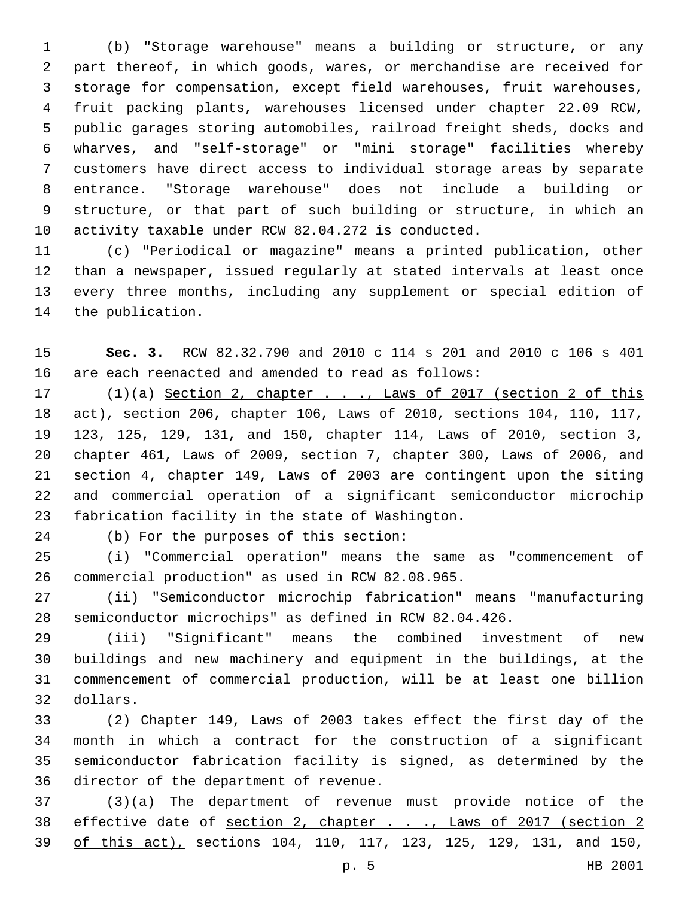(b) "Storage warehouse" means a building or structure, or any part thereof, in which goods, wares, or merchandise are received for storage for compensation, except field warehouses, fruit warehouses, fruit packing plants, warehouses licensed under chapter 22.09 RCW, public garages storing automobiles, railroad freight sheds, docks and wharves, and "self-storage" or "mini storage" facilities whereby customers have direct access to individual storage areas by separate entrance. "Storage warehouse" does not include a building or structure, or that part of such building or structure, in which an activity taxable under RCW 82.04.272 is conducted.

(c) "Periodical or magazine" means a printed publication, other than a newspaper, issued regularly at stated intervals at least once every three months, including any supplement or special edition of the publication.

**Sec. 3.** RCW 82.32.790 and 2010 c 114 s 201 and 2010 c 106 s 401 are each reenacted and amended to read as follows:

(1)(a) <u>Section 2, chapter . . ., Laws of 2017 (section 2 of this act), s</u>ection 206, chapter 106, Laws of 2010, sections 104, 110, 117, 123, 125, 129, 131, and 150, chapter 114, Laws of 2010, section 3, chapter 461, Laws of 2009, section 7, chapter 300, Laws of 2006, and section 4, chapter 149, Laws of 2003 are contingent upon the siting and commercial operation of a significant semiconductor microchip fabrication facility in the state of Washington.

(b) For the purposes of this section:

(i) "Commercial operation" means the same as "commencement of commercial production" as used in RCW 82.08.965.

(ii) "Semiconductor microchip fabrication" means "manufacturing semiconductor microchips" as defined in RCW 82.04.426.

(iii) "Significant" means the combined investment of new buildings and new machinery and equipment in the buildings, at the commencement of commercial production, will be at least one billion dollars.

(2) Chapter 149, Laws of 2003 takes effect the first day of the month in which a contract for the construction of a significant semiconductor fabrication facility is signed, as determined by the director of the department of revenue.

(3)(a) The department of revenue must provide notice of the effective date of <u>section 2, chapter . . ., Laws of 2017 (section 2 of this act),</u> sections 104, 110, 117, 123, 125, 129, 131, and 150,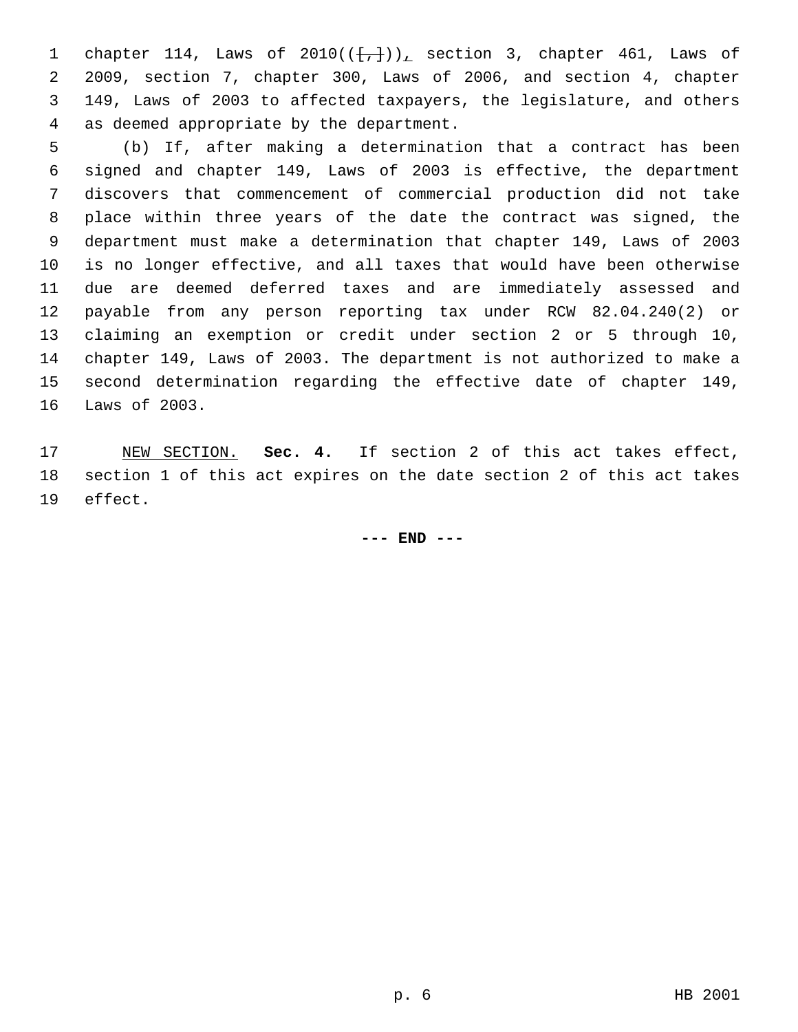chapter 114, Laws of 2010(([,])), section 3, chapter 461, Laws of 2009, section 7, chapter 300, Laws of 2006, and section 4, chapter 149, Laws of 2003 to affected taxpayers, the legislature, and others as deemed appropriate by the department.

(b) If, after making a determination that a contract has been signed and chapter 149, Laws of 2003 is effective, the department discovers that commencement of commercial production did not take place within three years of the date the contract was signed, the department must make a determination that chapter 149, Laws of 2003 is no longer effective, and all taxes that would have been otherwise due are deemed deferred taxes and are immediately assessed and payable from any person reporting tax under RCW 82.04.240(2) or claiming an exemption or credit under section 2 or 5 through 10, chapter 149, Laws of 2003. The department is not authorized to make a second determination regarding the effective date of chapter 149, Laws of 2003.

NEW SECTION. **Sec. 4.** If section 2 of this act takes effect, section 1 of this act expires on the date section 2 of this act takes effect.

**--- END ---**